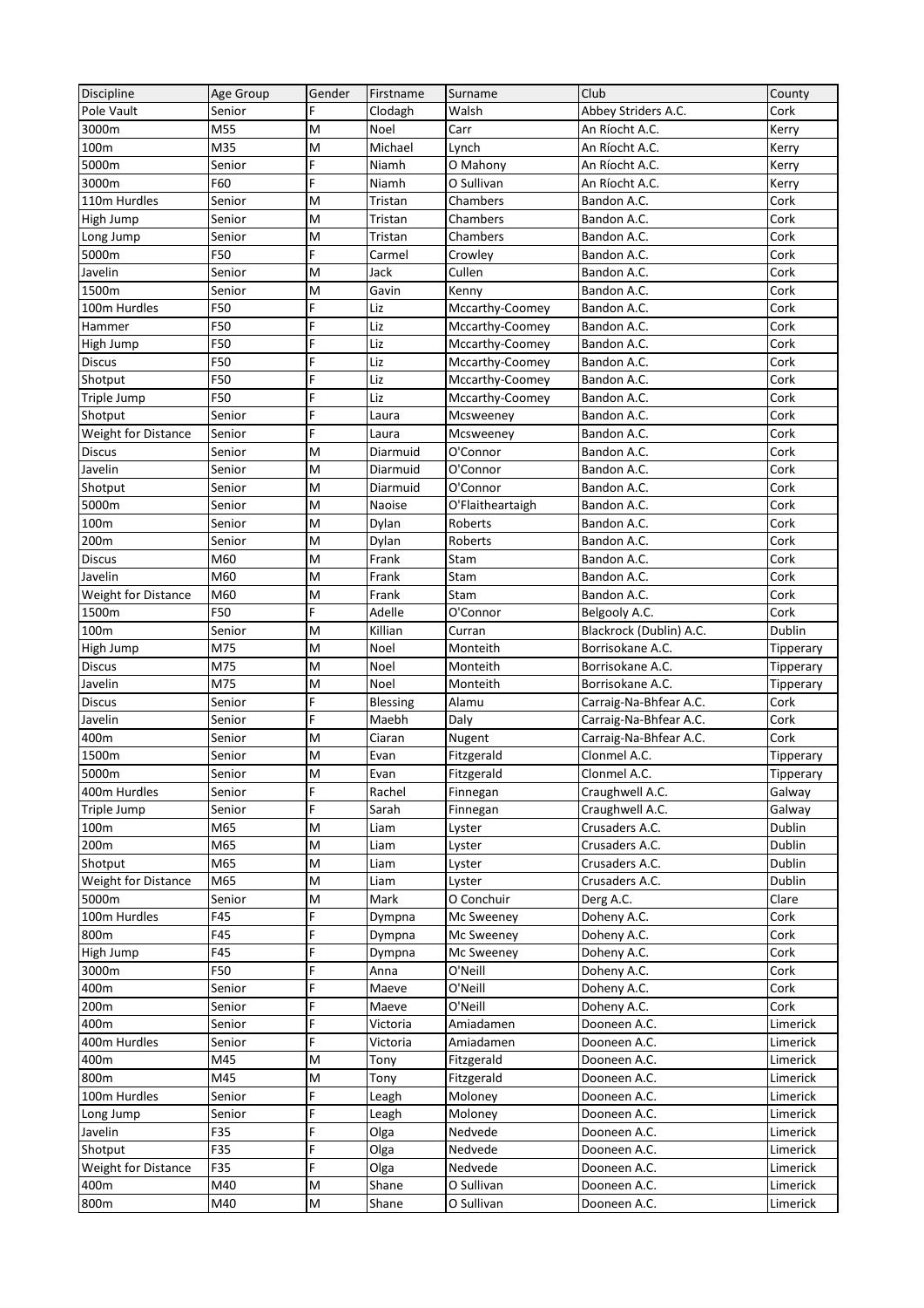| Discipline | Age Group | Gender | Firstname | Surname | Club | County |
|---|---|---|---|---|---|---|
| Pole Vault | Senior | F | Clodagh | Walsh | Abbey Striders A.C. | Cork |
| 3000m | M55 | M | Noel | Carr | An Ríocht A.C. | Kerry |
| 100m | M35 | M | Michael | Lynch | An Ríocht A.C. | Kerry |
| 5000m | Senior | F | Niamh | O Mahony | An Ríocht A.C. | Kerry |
| 3000m | F60 | F | Niamh | O Sullivan | An Ríocht A.C. | Kerry |
| 110m Hurdles | Senior | M | Tristan | Chambers | Bandon A.C. | Cork |
| High Jump | Senior | M | Tristan | Chambers | Bandon A.C. | Cork |
| Long Jump | Senior | M | Tristan | Chambers | Bandon A.C. | Cork |
| 5000m | F50 | F | Carmel | Crowley | Bandon A.C. | Cork |
| Javelin | Senior | M | Jack | Cullen | Bandon A.C. | Cork |
| 1500m | Senior | M | Gavin | Kenny | Bandon A.C. | Cork |
| 100m Hurdles | F50 | F | Liz | Mccarthy-Coomey | Bandon A.C. | Cork |
| Hammer | F50 | F | Liz | Mccarthy-Coomey | Bandon A.C. | Cork |
| High Jump | F50 | F | Liz | Mccarthy-Coomey | Bandon A.C. | Cork |
| Discus | F50 | F | Liz | Mccarthy-Coomey | Bandon A.C. | Cork |
| Shotput | F50 | F | Liz | Mccarthy-Coomey | Bandon A.C. | Cork |
| Triple Jump | F50 | F | Liz | Mccarthy-Coomey | Bandon A.C. | Cork |
| Shotput | Senior | F | Laura | Mcsweeney | Bandon A.C. | Cork |
| Weight for Distance | Senior | F | Laura | Mcsweeney | Bandon A.C. | Cork |
| Discus | Senior | M | Diarmuid | O'Connor | Bandon A.C. | Cork |
| Javelin | Senior | M | Diarmuid | O'Connor | Bandon A.C. | Cork |
| Shotput | Senior | M | Diarmuid | O'Connor | Bandon A.C. | Cork |
| 5000m | Senior | M | Naoise | O'Flaitheartaigh | Bandon A.C. | Cork |
| 100m | Senior | M | Dylan | Roberts | Bandon A.C. | Cork |
| 200m | Senior | M | Dylan | Roberts | Bandon A.C. | Cork |
| Discus | M60 | M | Frank | Stam | Bandon A.C. | Cork |
| Javelin | M60 | M | Frank | Stam | Bandon A.C. | Cork |
| Weight for Distance | M60 | M | Frank | Stam | Bandon A.C. | Cork |
| 1500m | F50 | F | Adelle | O'Connor | Belgooly A.C. | Cork |
| 100m | Senior | M | Killian | Curran | Blackrock (Dublin) A.C. | Dublin |
| High Jump | M75 | M | Noel | Monteith | Borrisokane A.C. | Tipperary |
| Discus | M75 | M | Noel | Monteith | Borrisokane A.C. | Tipperary |
| Javelin | M75 | M | Noel | Monteith | Borrisokane A.C. | Tipperary |
| Discus | Senior | F | Blessing | Alamu | Carraig-Na-Bhfear A.C. | Cork |
| Javelin | Senior | F | Maebh | Daly | Carraig-Na-Bhfear A.C. | Cork |
| 400m | Senior | M | Ciaran | Nugent | Carraig-Na-Bhfear A.C. | Cork |
| 1500m | Senior | M | Evan | Fitzgerald | Clonmel A.C. | Tipperary |
| 5000m | Senior | M | Evan | Fitzgerald | Clonmel A.C. | Tipperary |
| 400m Hurdles | Senior | F | Rachel | Finnegan | Craughwell A.C. | Galway |
| Triple Jump | Senior | F | Sarah | Finnegan | Craughwell A.C. | Galway |
| 100m | M65 | M | Liam | Lyster | Crusaders A.C. | Dublin |
| 200m | M65 | M | Liam | Lyster | Crusaders A.C. | Dublin |
| Shotput | M65 | M | Liam | Lyster | Crusaders A.C. | Dublin |
| Weight for Distance | M65 | M | Liam | Lyster | Crusaders A.C. | Dublin |
| 5000m | Senior | M | Mark | O Conchuir | Derg A.C. | Clare |
| 100m Hurdles | F45 | F | Dympna | Mc Sweeney | Doheny A.C. | Cork |
| 800m | F45 | F | Dympna | Mc Sweeney | Doheny A.C. | Cork |
| High Jump | F45 | F | Dympna | Mc Sweeney | Doheny A.C. | Cork |
| 3000m | F50 | F | Anna | O'Neill | Doheny A.C. | Cork |
| 400m | Senior | F | Maeve | O'Neill | Doheny A.C. | Cork |
| 200m | Senior | F | Maeve | O'Neill | Doheny A.C. | Cork |
| 400m | Senior | F | Victoria | Amiadamen | Dooneen A.C. | Limerick |
| 400m Hurdles | Senior | F | Victoria | Amiadamen | Dooneen A.C. | Limerick |
| 400m | M45 | M | Tony | Fitzgerald | Dooneen A.C. | Limerick |
| 800m | M45 | M | Tony | Fitzgerald | Dooneen A.C. | Limerick |
| 100m Hurdles | Senior | F | Leagh | Moloney | Dooneen A.C. | Limerick |
| Long Jump | Senior | F | Leagh | Moloney | Dooneen A.C. | Limerick |
| Javelin | F35 | F | Olga | Nedvede | Dooneen A.C. | Limerick |
| Shotput | F35 | F | Olga | Nedvede | Dooneen A.C. | Limerick |
| Weight for Distance | F35 | F | Olga | Nedvede | Dooneen A.C. | Limerick |
| 400m | M40 | M | Shane | O Sullivan | Dooneen A.C. | Limerick |
| 800m | M40 | M | Shane | O Sullivan | Dooneen A.C. | Limerick |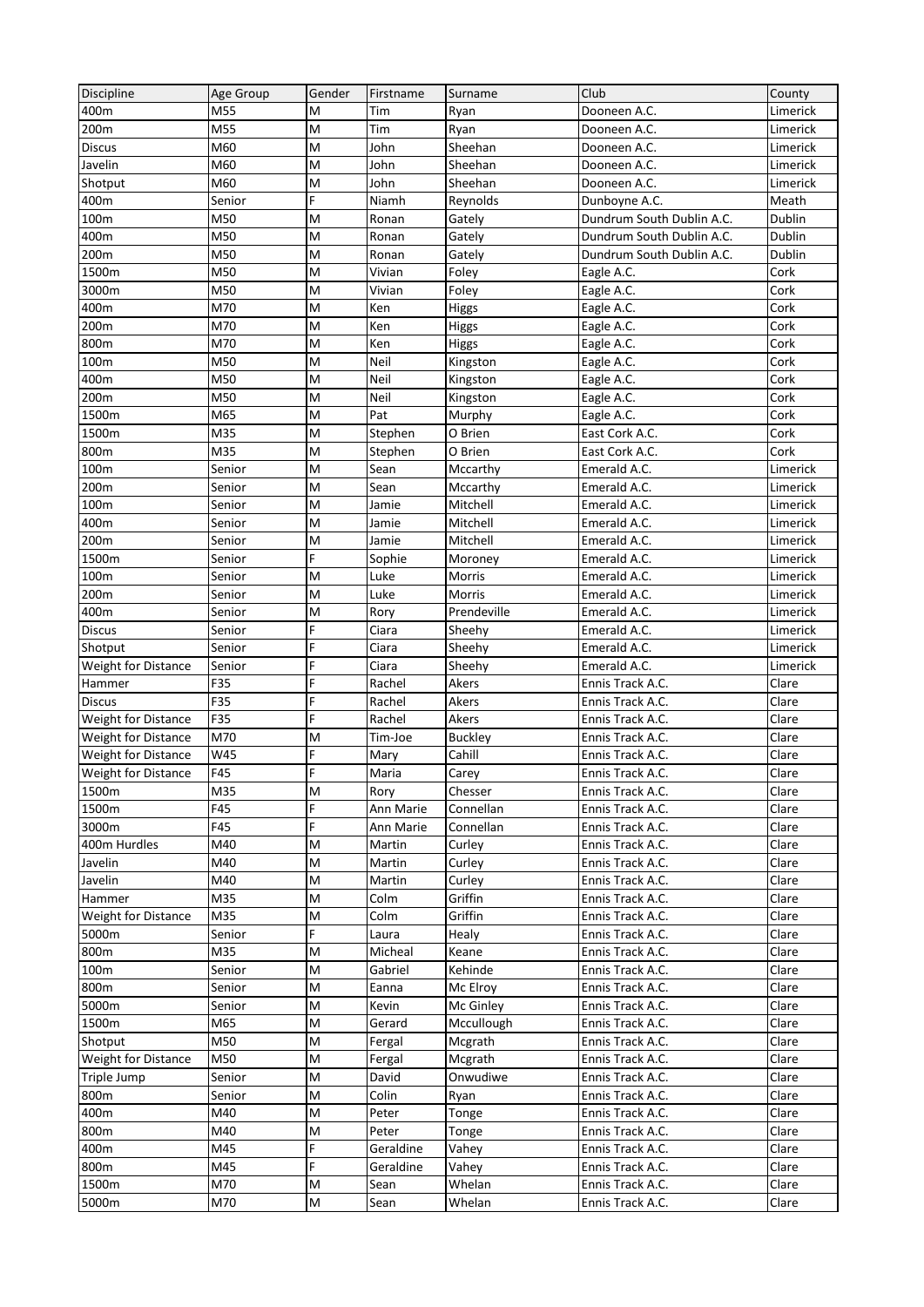| Discipline | Age Group | Gender | Firstname | Surname | Club | County |
|---|---|---|---|---|---|---|
| 400m | M55 | M | Tim | Ryan | Dooneen A.C. | Limerick |
| 200m | M55 | M | Tim | Ryan | Dooneen A.C. | Limerick |
| Discus | M60 | M | John | Sheehan | Dooneen A.C. | Limerick |
| Javelin | M60 | M | John | Sheehan | Dooneen A.C. | Limerick |
| Shotput | M60 | M | John | Sheehan | Dooneen A.C. | Limerick |
| 400m | Senior | F | Niamh | Reynolds | Dunboyne A.C. | Meath |
| 100m | M50 | M | Ronan | Gately | Dundrum South Dublin A.C. | Dublin |
| 400m | M50 | M | Ronan | Gately | Dundrum South Dublin A.C. | Dublin |
| 200m | M50 | M | Ronan | Gately | Dundrum South Dublin A.C. | Dublin |
| 1500m | M50 | M | Vivian | Foley | Eagle A.C. | Cork |
| 3000m | M50 | M | Vivian | Foley | Eagle A.C. | Cork |
| 400m | M70 | M | Ken | Higgs | Eagle A.C. | Cork |
| 200m | M70 | M | Ken | Higgs | Eagle A.C. | Cork |
| 800m | M70 | M | Ken | Higgs | Eagle A.C. | Cork |
| 100m | M50 | M | Neil | Kingston | Eagle A.C. | Cork |
| 400m | M50 | M | Neil | Kingston | Eagle A.C. | Cork |
| 200m | M50 | M | Neil | Kingston | Eagle A.C. | Cork |
| 1500m | M65 | M | Pat | Murphy | Eagle A.C. | Cork |
| 1500m | M35 | M | Stephen | O Brien | East Cork A.C. | Cork |
| 800m | M35 | M | Stephen | O Brien | East Cork A.C. | Cork |
| 100m | Senior | M | Sean | Mccarthy | Emerald A.C. | Limerick |
| 200m | Senior | M | Sean | Mccarthy | Emerald A.C. | Limerick |
| 100m | Senior | M | Jamie | Mitchell | Emerald A.C. | Limerick |
| 400m | Senior | M | Jamie | Mitchell | Emerald A.C. | Limerick |
| 200m | Senior | M | Jamie | Mitchell | Emerald A.C. | Limerick |
| 1500m | Senior | F | Sophie | Moroney | Emerald A.C. | Limerick |
| 100m | Senior | M | Luke | Morris | Emerald A.C. | Limerick |
| 200m | Senior | M | Luke | Morris | Emerald A.C. | Limerick |
| 400m | Senior | M | Rory | Prendeville | Emerald A.C. | Limerick |
| Discus | Senior | F | Ciara | Sheehy | Emerald A.C. | Limerick |
| Shotput | Senior | F | Ciara | Sheehy | Emerald A.C. | Limerick |
| Weight for Distance | Senior | F | Ciara | Sheehy | Emerald A.C. | Limerick |
| Hammer | F35 | F | Rachel | Akers | Ennis Track A.C. | Clare |
| Discus | F35 | F | Rachel | Akers | Ennis Track A.C. | Clare |
| Weight for Distance | F35 | F | Rachel | Akers | Ennis Track A.C. | Clare |
| Weight for Distance | M70 | M | Tim-Joe | Buckley | Ennis Track A.C. | Clare |
| Weight for Distance | W45 | F | Mary | Cahill | Ennis Track A.C. | Clare |
| Weight for Distance | F45 | F | Maria | Carey | Ennis Track A.C. | Clare |
| 1500m | M35 | M | Rory | Chesser | Ennis Track A.C. | Clare |
| 1500m | F45 | F | Ann Marie | Connellan | Ennis Track A.C. | Clare |
| 3000m | F45 | F | Ann Marie | Connellan | Ennis Track A.C. | Clare |
| 400m Hurdles | M40 | M | Martin | Curley | Ennis Track A.C. | Clare |
| Javelin | M40 | M | Martin | Curley | Ennis Track A.C. | Clare |
| Javelin | M40 | M | Martin | Curley | Ennis Track A.C. | Clare |
| Hammer | M35 | M | Colm | Griffin | Ennis Track A.C. | Clare |
| Weight for Distance | M35 | M | Colm | Griffin | Ennis Track A.C. | Clare |
| 5000m | Senior | F | Laura | Healy | Ennis Track A.C. | Clare |
| 800m | M35 | M | Micheal | Keane | Ennis Track A.C. | Clare |
| 100m | Senior | M | Gabriel | Kehinde | Ennis Track A.C. | Clare |
| 800m | Senior | M | Eanna | Mc Elroy | Ennis Track A.C. | Clare |
| 5000m | Senior | M | Kevin | Mc Ginley | Ennis Track A.C. | Clare |
| 1500m | M65 | M | Gerard | Mccullough | Ennis Track A.C. | Clare |
| Shotput | M50 | M | Fergal | Mcgrath | Ennis Track A.C. | Clare |
| Weight for Distance | M50 | M | Fergal | Mcgrath | Ennis Track A.C. | Clare |
| Triple Jump | Senior | M | David | Onwudiwe | Ennis Track A.C. | Clare |
| 800m | Senior | M | Colin | Ryan | Ennis Track A.C. | Clare |
| 400m | M40 | M | Peter | Tonge | Ennis Track A.C. | Clare |
| 800m | M40 | M | Peter | Tonge | Ennis Track A.C. | Clare |
| 400m | M45 | F | Geraldine | Vahey | Ennis Track A.C. | Clare |
| 800m | M45 | F | Geraldine | Vahey | Ennis Track A.C. | Clare |
| 1500m | M70 | M | Sean | Whelan | Ennis Track A.C. | Clare |
| 5000m | M70 | M | Sean | Whelan | Ennis Track A.C. | Clare |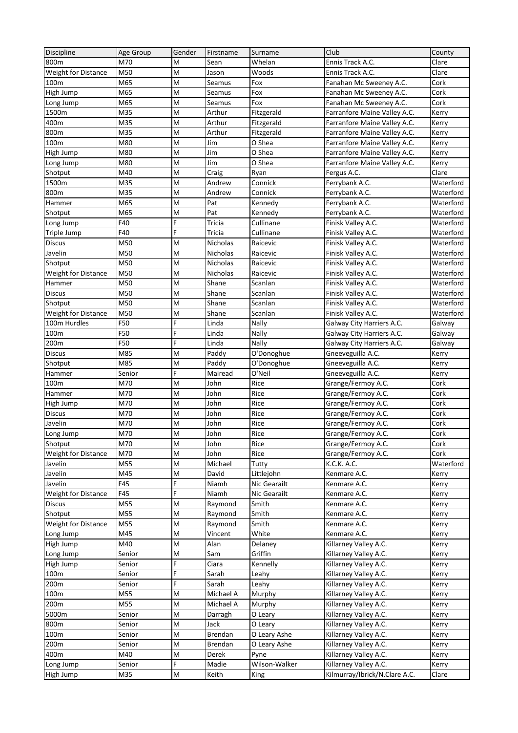| Discipline | Age Group | Gender | Firstname | Surname | Club | County |
|---|---|---|---|---|---|---|
| 800m | M70 | M | Sean | Whelan | Ennis Track A.C. | Clare |
| Weight for Distance | M50 | M | Jason | Woods | Ennis Track A.C. | Clare |
| 100m | M65 | M | Seamus | Fox | Fanahan Mc Sweeney A.C. | Cork |
| High Jump | M65 | M | Seamus | Fox | Fanahan Mc Sweeney A.C. | Cork |
| Long Jump | M65 | M | Seamus | Fox | Fanahan Mc Sweeney A.C. | Cork |
| 1500m | M35 | M | Arthur | Fitzgerald | Farranfore Maine Valley A.C. | Kerry |
| 400m | M35 | M | Arthur | Fitzgerald | Farranfore Maine Valley A.C. | Kerry |
| 800m | M35 | M | Arthur | Fitzgerald | Farranfore Maine Valley A.C. | Kerry |
| 100m | M80 | M | Jim | O Shea | Farranfore Maine Valley A.C. | Kerry |
| High Jump | M80 | M | Jim | O Shea | Farranfore Maine Valley A.C. | Kerry |
| Long Jump | M80 | M | Jim | O Shea | Farranfore Maine Valley A.C. | Kerry |
| Shotput | M40 | M | Craig | Ryan | Fergus A.C. | Clare |
| 1500m | M35 | M | Andrew | Connick | Ferrybank A.C. | Waterford |
| 800m | M35 | M | Andrew | Connick | Ferrybank A.C. | Waterford |
| Hammer | M65 | M | Pat | Kennedy | Ferrybank A.C. | Waterford |
| Shotput | M65 | M | Pat | Kennedy | Ferrybank A.C. | Waterford |
| Long Jump | F40 | F | Tricia | Cullinane | Finisk Valley A.C. | Waterford |
| Triple Jump | F40 | F | Tricia | Cullinane | Finisk Valley A.C. | Waterford |
| Discus | M50 | M | Nicholas | Raicevic | Finisk Valley A.C. | Waterford |
| Javelin | M50 | M | Nicholas | Raicevic | Finisk Valley A.C. | Waterford |
| Shotput | M50 | M | Nicholas | Raicevic | Finisk Valley A.C. | Waterford |
| Weight for Distance | M50 | M | Nicholas | Raicevic | Finisk Valley A.C. | Waterford |
| Hammer | M50 | M | Shane | Scanlan | Finisk Valley A.C. | Waterford |
| Discus | M50 | M | Shane | Scanlan | Finisk Valley A.C. | Waterford |
| Shotput | M50 | M | Shane | Scanlan | Finisk Valley A.C. | Waterford |
| Weight for Distance | M50 | M | Shane | Scanlan | Finisk Valley A.C. | Waterford |
| 100m Hurdles | F50 | F | Linda | Nally | Galway City Harriers A.C. | Galway |
| 100m | F50 | F | Linda | Nally | Galway City Harriers A.C. | Galway |
| 200m | F50 | F | Linda | Nally | Galway City Harriers A.C. | Galway |
| Discus | M85 | M | Paddy | O'Donoghue | Gneeveguilla A.C. | Kerry |
| Shotput | M85 | M | Paddy | O'Donoghue | Gneeveguilla A.C. | Kerry |
| Hammer | Senior | F | Mairead | O'Neil | Gneeveguilla A.C. | Kerry |
| 100m | M70 | M | John | Rice | Grange/Fermoy A.C. | Cork |
| Hammer | M70 | M | John | Rice | Grange/Fermoy A.C. | Cork |
| High Jump | M70 | M | John | Rice | Grange/Fermoy A.C. | Cork |
| Discus | M70 | M | John | Rice | Grange/Fermoy A.C. | Cork |
| Javelin | M70 | M | John | Rice | Grange/Fermoy A.C. | Cork |
| Long Jump | M70 | M | John | Rice | Grange/Fermoy A.C. | Cork |
| Shotput | M70 | M | John | Rice | Grange/Fermoy A.C. | Cork |
| Weight for Distance | M70 | M | John | Rice | Grange/Fermoy A.C. | Cork |
| Javelin | M55 | M | Michael | Tutty | K.C.K. A.C. | Waterford |
| Javelin | M45 | M | David | Littlejohn | Kenmare A.C. | Kerry |
| Javelin | F45 | F | Niamh | Nic Gearailt | Kenmare A.C. | Kerry |
| Weight for Distance | F45 | F | Niamh | Nic Gearailt | Kenmare A.C. | Kerry |
| Discus | M55 | M | Raymond | Smith | Kenmare A.C. | Kerry |
| Shotput | M55 | M | Raymond | Smith | Kenmare A.C. | Kerry |
| Weight for Distance | M55 | M | Raymond | Smith | Kenmare A.C. | Kerry |
| Long Jump | M45 | M | Vincent | White | Kenmare A.C. | Kerry |
| High Jump | M40 | M | Alan | Delaney | Killarney Valley A.C. | Kerry |
| Long Jump | Senior | M | Sam | Griffin | Killarney Valley A.C. | Kerry |
| High Jump | Senior | F | Ciara | Kennelly | Killarney Valley A.C. | Kerry |
| 100m | Senior | F | Sarah | Leahy | Killarney Valley A.C. | Kerry |
| 200m | Senior | F | Sarah | Leahy | Killarney Valley A.C. | Kerry |
| 100m | M55 | M | Michael A | Murphy | Killarney Valley A.C. | Kerry |
| 200m | M55 | M | Michael A | Murphy | Killarney Valley A.C. | Kerry |
| 5000m | Senior | M | Darragh | O Leary | Killarney Valley A.C. | Kerry |
| 800m | Senior | M | Jack | O Leary | Killarney Valley A.C. | Kerry |
| 100m | Senior | M | Brendan | O Leary Ashe | Killarney Valley A.C. | Kerry |
| 200m | Senior | M | Brendan | O Leary Ashe | Killarney Valley A.C. | Kerry |
| 400m | M40 | M | Derek | Pyne | Killarney Valley A.C. | Kerry |
| Long Jump | Senior | F | Madie | Wilson-Walker | Killarney Valley A.C. | Kerry |
| High Jump | M35 | M | Keith | King | Kilmurray/Ibrick/N.Clare A.C. | Clare |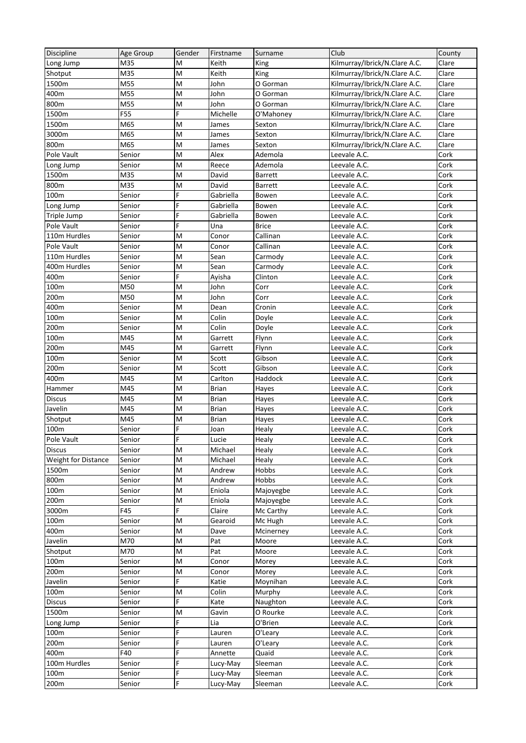| Discipline | Age Group | Gender | Firstname | Surname | Club | County |
|---|---|---|---|---|---|---|
| Long Jump | M35 | M | Keith | King | Kilmurray/Ibrick/N.Clare A.C. | Clare |
| Shotput | M35 | M | Keith | King | Kilmurray/Ibrick/N.Clare A.C. | Clare |
| 1500m | M55 | M | John | O Gorman | Kilmurray/Ibrick/N.Clare A.C. | Clare |
| 400m | M55 | M | John | O Gorman | Kilmurray/Ibrick/N.Clare A.C. | Clare |
| 800m | M55 | M | John | O Gorman | Kilmurray/Ibrick/N.Clare A.C. | Clare |
| 1500m | F55 | F | Michelle | O'Mahoney | Kilmurray/Ibrick/N.Clare A.C. | Clare |
| 1500m | M65 | M | James | Sexton | Kilmurray/Ibrick/N.Clare A.C. | Clare |
| 3000m | M65 | M | James | Sexton | Kilmurray/Ibrick/N.Clare A.C. | Clare |
| 800m | M65 | M | James | Sexton | Kilmurray/Ibrick/N.Clare A.C. | Clare |
| Pole Vault | Senior | M | Alex | Ademola | Leevale A.C. | Cork |
| Long Jump | Senior | M | Reece | Ademola | Leevale A.C. | Cork |
| 1500m | M35 | M | David | Barrett | Leevale A.C. | Cork |
| 800m | M35 | M | David | Barrett | Leevale A.C. | Cork |
| 100m | Senior | F | Gabriella | Bowen | Leevale A.C. | Cork |
| Long Jump | Senior | F | Gabriella | Bowen | Leevale A.C. | Cork |
| Triple Jump | Senior | F | Gabriella | Bowen | Leevale A.C. | Cork |
| Pole Vault | Senior | F | Una | Brice | Leevale A.C. | Cork |
| 110m Hurdles | Senior | M | Conor | Callinan | Leevale A.C. | Cork |
| Pole Vault | Senior | M | Conor | Callinan | Leevale A.C. | Cork |
| 110m Hurdles | Senior | M | Sean | Carmody | Leevale A.C. | Cork |
| 400m Hurdles | Senior | M | Sean | Carmody | Leevale A.C. | Cork |
| 400m | Senior | F | Ayisha | Clinton | Leevale A.C. | Cork |
| 100m | M50 | M | John | Corr | Leevale A.C. | Cork |
| 200m | M50 | M | John | Corr | Leevale A.C. | Cork |
| 400m | Senior | M | Dean | Cronin | Leevale A.C. | Cork |
| 100m | Senior | M | Colin | Doyle | Leevale A.C. | Cork |
| 200m | Senior | M | Colin | Doyle | Leevale A.C. | Cork |
| 100m | M45 | M | Garrett | Flynn | Leevale A.C. | Cork |
| 200m | M45 | M | Garrett | Flynn | Leevale A.C. | Cork |
| 100m | Senior | M | Scott | Gibson | Leevale A.C. | Cork |
| 200m | Senior | M | Scott | Gibson | Leevale A.C. | Cork |
| 400m | M45 | M | Carlton | Haddock | Leevale A.C. | Cork |
| Hammer | M45 | M | Brian | Hayes | Leevale A.C. | Cork |
| Discus | M45 | M | Brian | Hayes | Leevale A.C. | Cork |
| Javelin | M45 | M | Brian | Hayes | Leevale A.C. | Cork |
| Shotput | M45 | M | Brian | Hayes | Leevale A.C. | Cork |
| 100m | Senior | F | Joan | Healy | Leevale A.C. | Cork |
| Pole Vault | Senior | F | Lucie | Healy | Leevale A.C. | Cork |
| Discus | Senior | M | Michael | Healy | Leevale A.C. | Cork |
| Weight for Distance | Senior | M | Michael | Healy | Leevale A.C. | Cork |
| 1500m | Senior | M | Andrew | Hobbs | Leevale A.C. | Cork |
| 800m | Senior | M | Andrew | Hobbs | Leevale A.C. | Cork |
| 100m | Senior | M | Eniola | Majoyegbe | Leevale A.C. | Cork |
| 200m | Senior | M | Eniola | Majoyegbe | Leevale A.C. | Cork |
| 3000m | F45 | F | Claire | Mc Carthy | Leevale A.C. | Cork |
| 100m | Senior | M | Gearoid | Mc Hugh | Leevale A.C. | Cork |
| 400m | Senior | M | Dave | Mcinerney | Leevale A.C. | Cork |
| Javelin | M70 | M | Pat | Moore | Leevale A.C. | Cork |
| Shotput | M70 | M | Pat | Moore | Leevale A.C. | Cork |
| 100m | Senior | M | Conor | Morey | Leevale A.C. | Cork |
| 200m | Senior | M | Conor | Morey | Leevale A.C. | Cork |
| Javelin | Senior | F | Katie | Moynihan | Leevale A.C. | Cork |
| 100m | Senior | M | Colin | Murphy | Leevale A.C. | Cork |
| Discus | Senior | F | Kate | Naughton | Leevale A.C. | Cork |
| 1500m | Senior | M | Gavin | O Rourke | Leevale A.C. | Cork |
| Long Jump | Senior | F | Lia | O'Brien | Leevale A.C. | Cork |
| 100m | Senior | F | Lauren | O'Leary | Leevale A.C. | Cork |
| 200m | Senior | F | Lauren | O'Leary | Leevale A.C. | Cork |
| 400m | F40 | F | Annette | Quaid | Leevale A.C. | Cork |
| 100m Hurdles | Senior | F | Lucy-May | Sleeman | Leevale A.C. | Cork |
| 100m | Senior | F | Lucy-May | Sleeman | Leevale A.C. | Cork |
| 200m | Senior | F | Lucy-May | Sleeman | Leevale A.C. | Cork |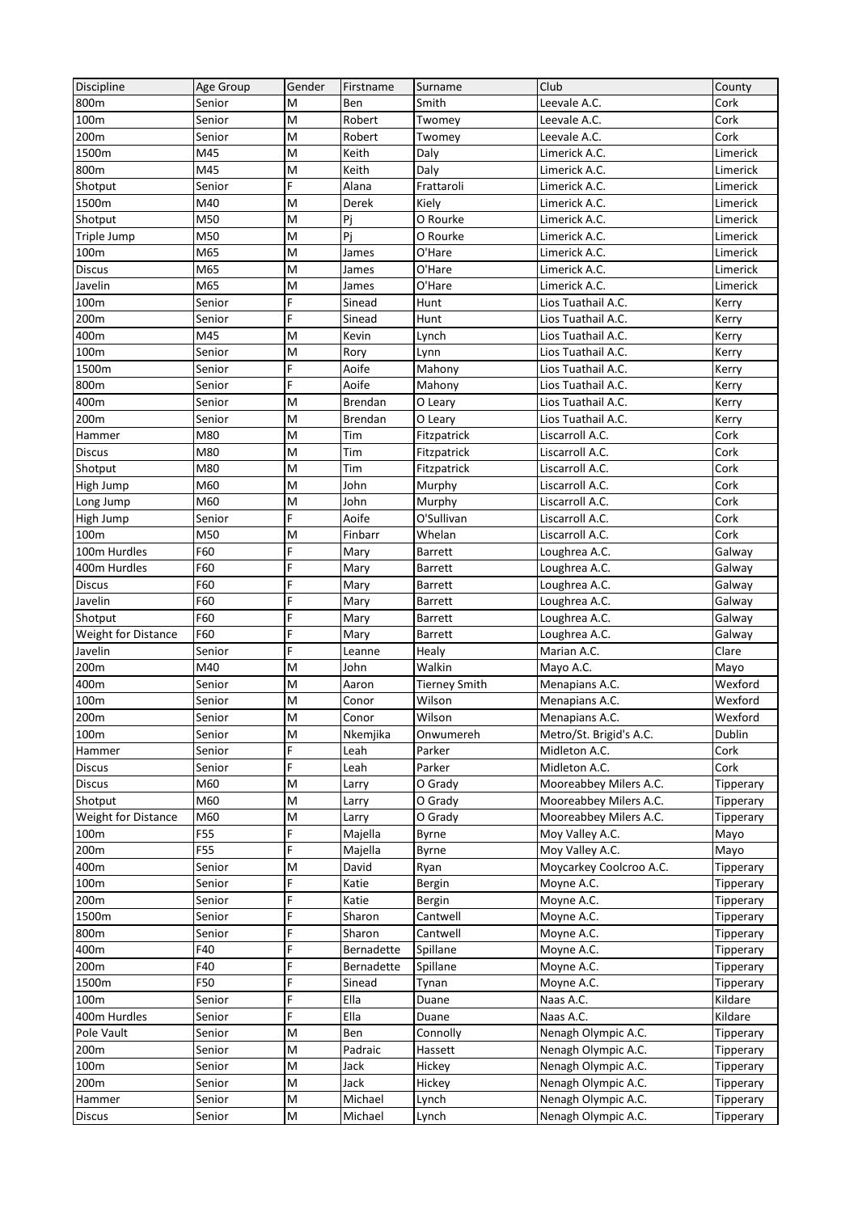| Discipline | Age Group | Gender | Firstname | Surname | Club | County |
|---|---|---|---|---|---|---|
| 800m | Senior | M | Ben | Smith | Leevale A.C. | Cork |
| 100m | Senior | M | Robert | Twomey | Leevale A.C. | Cork |
| 200m | Senior | M | Robert | Twomey | Leevale A.C. | Cork |
| 1500m | M45 | M | Keith | Daly | Limerick A.C. | Limerick |
| 800m | M45 | M | Keith | Daly | Limerick A.C. | Limerick |
| Shotput | Senior | F | Alana | Frattaroli | Limerick A.C. | Limerick |
| 1500m | M40 | M | Derek | Kiely | Limerick A.C. | Limerick |
| Shotput | M50 | M | Pj | O Rourke | Limerick A.C. | Limerick |
| Triple Jump | M50 | M | Pj | O Rourke | Limerick A.C. | Limerick |
| 100m | M65 | M | James | O'Hare | Limerick A.C. | Limerick |
| Discus | M65 | M | James | O'Hare | Limerick A.C. | Limerick |
| Javelin | M65 | M | James | O'Hare | Limerick A.C. | Limerick |
| 100m | Senior | F | Sinead | Hunt | Lios Tuathail A.C. | Kerry |
| 200m | Senior | F | Sinead | Hunt | Lios Tuathail A.C. | Kerry |
| 400m | M45 | M | Kevin | Lynch | Lios Tuathail A.C. | Kerry |
| 100m | Senior | M | Rory | Lynn | Lios Tuathail A.C. | Kerry |
| 1500m | Senior | F | Aoife | Mahony | Lios Tuathail A.C. | Kerry |
| 800m | Senior | F | Aoife | Mahony | Lios Tuathail A.C. | Kerry |
| 400m | Senior | M | Brendan | O Leary | Lios Tuathail A.C. | Kerry |
| 200m | Senior | M | Brendan | O Leary | Lios Tuathail A.C. | Kerry |
| Hammer | M80 | M | Tim | Fitzpatrick | Liscarroll A.C. | Cork |
| Discus | M80 | M | Tim | Fitzpatrick | Liscarroll A.C. | Cork |
| Shotput | M80 | M | Tim | Fitzpatrick | Liscarroll A.C. | Cork |
| High Jump | M60 | M | John | Murphy | Liscarroll A.C. | Cork |
| Long Jump | M60 | M | John | Murphy | Liscarroll A.C. | Cork |
| High Jump | Senior | F | Aoife | O'Sullivan | Liscarroll A.C. | Cork |
| 100m | M50 | M | Finbarr | Whelan | Liscarroll A.C. | Cork |
| 100m Hurdles | F60 | F | Mary | Barrett | Loughrea A.C. | Galway |
| 400m Hurdles | F60 | F | Mary | Barrett | Loughrea A.C. | Galway |
| Discus | F60 | F | Mary | Barrett | Loughrea A.C. | Galway |
| Javelin | F60 | F | Mary | Barrett | Loughrea A.C. | Galway |
| Shotput | F60 | F | Mary | Barrett | Loughrea A.C. | Galway |
| Weight for Distance | F60 | F | Mary | Barrett | Loughrea A.C. | Galway |
| Javelin | Senior | F | Leanne | Healy | Marian A.C. | Clare |
| 200m | M40 | M | John | Walkin | Mayo A.C. | Mayo |
| 400m | Senior | M | Aaron | Tierney Smith | Menapians A.C. | Wexford |
| 100m | Senior | M | Conor | Wilson | Menapians A.C. | Wexford |
| 200m | Senior | M | Conor | Wilson | Menapians A.C. | Wexford |
| 100m | Senior | M | Nkemjika | Onwumereh | Metro/St. Brigid's A.C. | Dublin |
| Hammer | Senior | F | Leah | Parker | Midleton A.C. | Cork |
| Discus | Senior | F | Leah | Parker | Midleton A.C. | Cork |
| Discus | M60 | M | Larry | O Grady | Mooreabbey Milers A.C. | Tipperary |
| Shotput | M60 | M | Larry | O Grady | Mooreabbey Milers A.C. | Tipperary |
| Weight for Distance | M60 | M | Larry | O Grady | Mooreabbey Milers A.C. | Tipperary |
| 100m | F55 | F | Majella | Byrne | Moy Valley A.C. | Mayo |
| 200m | F55 | F | Majella | Byrne | Moy Valley A.C. | Mayo |
| 400m | Senior | M | David | Ryan | Moycarkey Coolcroo A.C. | Tipperary |
| 100m | Senior | F | Katie | Bergin | Moyne A.C. | Tipperary |
| 200m | Senior | F | Katie | Bergin | Moyne A.C. | Tipperary |
| 1500m | Senior | F | Sharon | Cantwell | Moyne A.C. | Tipperary |
| 800m | Senior | F | Sharon | Cantwell | Moyne A.C. | Tipperary |
| 400m | F40 | F | Bernadette | Spillane | Moyne A.C. | Tipperary |
| 200m | F40 | F | Bernadette | Spillane | Moyne A.C. | Tipperary |
| 1500m | F50 | F | Sinead | Tynan | Moyne A.C. | Tipperary |
| 100m | Senior | F | Ella | Duane | Naas A.C. | Kildare |
| 400m Hurdles | Senior | F | Ella | Duane | Naas A.C. | Kildare |
| Pole Vault | Senior | M | Ben | Connolly | Nenagh Olympic A.C. | Tipperary |
| 200m | Senior | M | Padraic | Hassett | Nenagh Olympic A.C. | Tipperary |
| 100m | Senior | M | Jack | Hickey | Nenagh Olympic A.C. | Tipperary |
| 200m | Senior | M | Jack | Hickey | Nenagh Olympic A.C. | Tipperary |
| Hammer | Senior | M | Michael | Lynch | Nenagh Olympic A.C. | Tipperary |
| Discus | Senior | M | Michael | Lynch | Nenagh Olympic A.C. | Tipperary |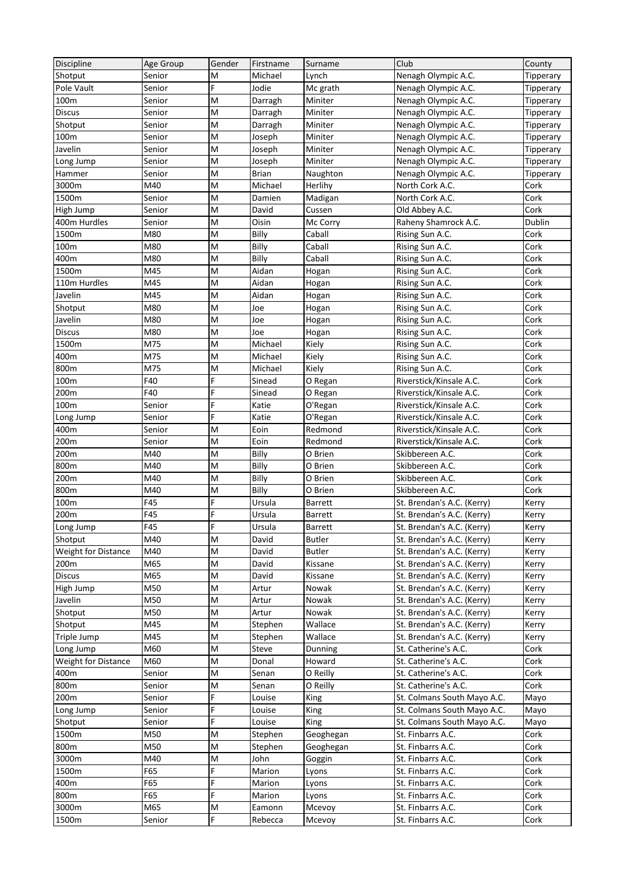| Discipline | Age Group | Gender | Firstname | Surname | Club | County |
|---|---|---|---|---|---|---|
| Shotput | Senior | M | Michael | Lynch | Nenagh Olympic A.C. | Tipperary |
| Pole Vault | Senior | F | Jodie | Mc grath | Nenagh Olympic A.C. | Tipperary |
| 100m | Senior | M | Darragh | Miniter | Nenagh Olympic A.C. | Tipperary |
| Discus | Senior | M | Darragh | Miniter | Nenagh Olympic A.C. | Tipperary |
| Shotput | Senior | M | Darragh | Miniter | Nenagh Olympic A.C. | Tipperary |
| 100m | Senior | M | Joseph | Miniter | Nenagh Olympic A.C. | Tipperary |
| Javelin | Senior | M | Joseph | Miniter | Nenagh Olympic A.C. | Tipperary |
| Long Jump | Senior | M | Joseph | Miniter | Nenagh Olympic A.C. | Tipperary |
| Hammer | Senior | M | Brian | Naughton | Nenagh Olympic A.C. | Tipperary |
| 3000m | M40 | M | Michael | Herlihy | North Cork A.C. | Cork |
| 1500m | Senior | M | Damien | Madigan | North Cork A.C. | Cork |
| High Jump | Senior | M | David | Cussen | Old Abbey A.C. | Cork |
| 400m Hurdles | Senior | M | Oisin | Mc Corry | Raheny Shamrock A.C. | Dublin |
| 1500m | M80 | M | Billy | Caball | Rising Sun A.C. | Cork |
| 100m | M80 | M | Billy | Caball | Rising Sun A.C. | Cork |
| 400m | M80 | M | Billy | Caball | Rising Sun A.C. | Cork |
| 1500m | M45 | M | Aidan | Hogan | Rising Sun A.C. | Cork |
| 110m Hurdles | M45 | M | Aidan | Hogan | Rising Sun A.C. | Cork |
| Javelin | M45 | M | Aidan | Hogan | Rising Sun A.C. | Cork |
| Shotput | M80 | M | Joe | Hogan | Rising Sun A.C. | Cork |
| Javelin | M80 | M | Joe | Hogan | Rising Sun A.C. | Cork |
| Discus | M80 | M | Joe | Hogan | Rising Sun A.C. | Cork |
| 1500m | M75 | M | Michael | Kiely | Rising Sun A.C. | Cork |
| 400m | M75 | M | Michael | Kiely | Rising Sun A.C. | Cork |
| 800m | M75 | M | Michael | Kiely | Rising Sun A.C. | Cork |
| 100m | F40 | F | Sinead | O Regan | Riverstick/Kinsale A.C. | Cork |
| 200m | F40 | F | Sinead | O Regan | Riverstick/Kinsale A.C. | Cork |
| 100m | Senior | F | Katie | O'Regan | Riverstick/Kinsale A.C. | Cork |
| Long Jump | Senior | F | Katie | O'Regan | Riverstick/Kinsale A.C. | Cork |
| 400m | Senior | M | Eoin | Redmond | Riverstick/Kinsale A.C. | Cork |
| 200m | Senior | M | Eoin | Redmond | Riverstick/Kinsale A.C. | Cork |
| 200m | M40 | M | Billy | O Brien | Skibbereen A.C. | Cork |
| 800m | M40 | M | Billy | O Brien | Skibbereen A.C. | Cork |
| 200m | M40 | M | Billy | O Brien | Skibbereen A.C. | Cork |
| 800m | M40 | M | Billy | O Brien | Skibbereen A.C. | Cork |
| 100m | F45 | F | Ursula | Barrett | St. Brendan's A.C. (Kerry) | Kerry |
| 200m | F45 | F | Ursula | Barrett | St. Brendan's A.C. (Kerry) | Kerry |
| Long Jump | F45 | F | Ursula | Barrett | St. Brendan's A.C. (Kerry) | Kerry |
| Shotput | M40 | M | David | Butler | St. Brendan's A.C. (Kerry) | Kerry |
| Weight for Distance | M40 | M | David | Butler | St. Brendan's A.C. (Kerry) | Kerry |
| 200m | M65 | M | David | Kissane | St. Brendan's A.C. (Kerry) | Kerry |
| Discus | M65 | M | David | Kissane | St. Brendan's A.C. (Kerry) | Kerry |
| High Jump | M50 | M | Artur | Nowak | St. Brendan's A.C. (Kerry) | Kerry |
| Javelin | M50 | M | Artur | Nowak | St. Brendan's A.C. (Kerry) | Kerry |
| Shotput | M50 | M | Artur | Nowak | St. Brendan's A.C. (Kerry) | Kerry |
| Shotput | M45 | M | Stephen | Wallace | St. Brendan's A.C. (Kerry) | Kerry |
| Triple Jump | M45 | M | Stephen | Wallace | St. Brendan's A.C. (Kerry) | Kerry |
| Long Jump | M60 | M | Steve | Dunning | St. Catherine's A.C. | Cork |
| Weight for Distance | M60 | M | Donal | Howard | St. Catherine's A.C. | Cork |
| 400m | Senior | M | Senan | O Reilly | St. Catherine's A.C. | Cork |
| 800m | Senior | M | Senan | O Reilly | St. Catherine's A.C. | Cork |
| 200m | Senior | F | Louise | King | St. Colmans South Mayo A.C. | Mayo |
| Long Jump | Senior | F | Louise | King | St. Colmans South Mayo A.C. | Mayo |
| Shotput | Senior | F | Louise | King | St. Colmans South Mayo A.C. | Mayo |
| 1500m | M50 | M | Stephen | Geoghegan | St. Finbarrs A.C. | Cork |
| 800m | M50 | M | Stephen | Geoghegan | St. Finbarrs A.C. | Cork |
| 3000m | M40 | M | John | Goggin | St. Finbarrs A.C. | Cork |
| 1500m | F65 | F | Marion | Lyons | St. Finbarrs A.C. | Cork |
| 400m | F65 | F | Marion | Lyons | St. Finbarrs A.C. | Cork |
| 800m | F65 | F | Marion | Lyons | St. Finbarrs A.C. | Cork |
| 3000m | M65 | M | Eamonn | Mcevoy | St. Finbarrs A.C. | Cork |
| 1500m | Senior | F | Rebecca | Mcevoy | St. Finbarrs A.C. | Cork |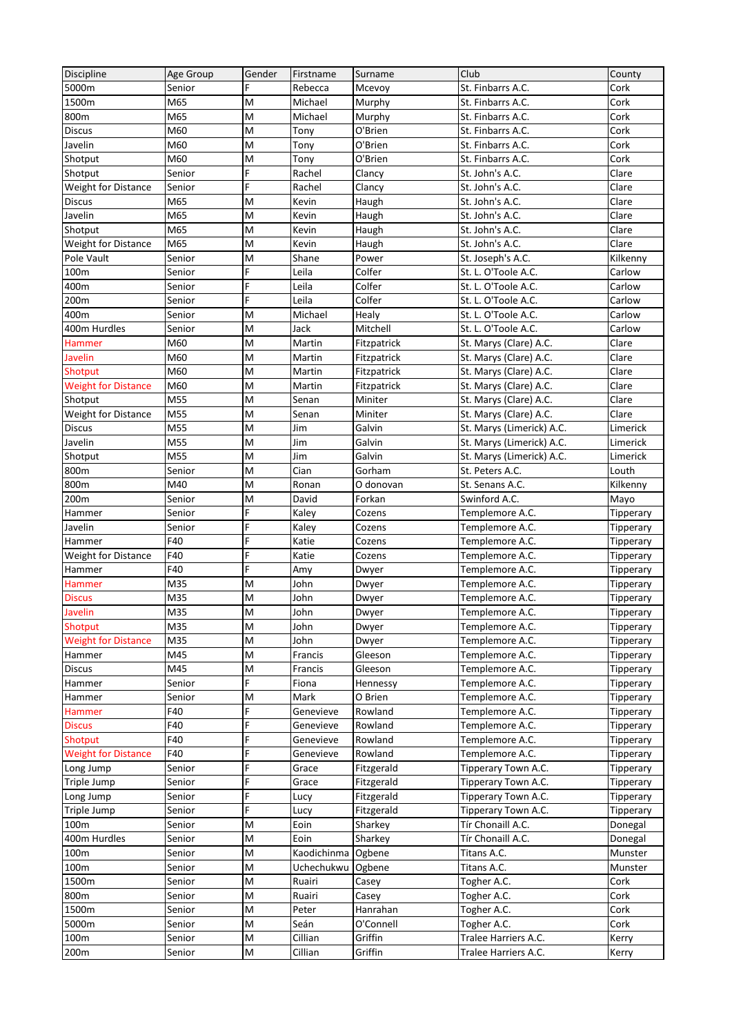| Discipline | Age Group | Gender | Firstname | Surname | Club | County |
|---|---|---|---|---|---|---|
| 5000m | Senior | F | Rebecca | Mcevoy | St. Finbarrs A.C. | Cork |
| 1500m | M65 | M | Michael | Murphy | St. Finbarrs A.C. | Cork |
| 800m | M65 | M | Michael | Murphy | St. Finbarrs A.C. | Cork |
| Discus | M60 | M | Tony | O'Brien | St. Finbarrs A.C. | Cork |
| Javelin | M60 | M | Tony | O'Brien | St. Finbarrs A.C. | Cork |
| Shotput | M60 | M | Tony | O'Brien | St. Finbarrs A.C. | Cork |
| Shotput | Senior | F | Rachel | Clancy | St. John's A.C. | Clare |
| Weight for Distance | Senior | F | Rachel | Clancy | St. John's A.C. | Clare |
| Discus | M65 | M | Kevin | Haugh | St. John's A.C. | Clare |
| Javelin | M65 | M | Kevin | Haugh | St. John's A.C. | Clare |
| Shotput | M65 | M | Kevin | Haugh | St. John's A.C. | Clare |
| Weight for Distance | M65 | M | Kevin | Haugh | St. John's A.C. | Clare |
| Pole Vault | Senior | M | Shane | Power | St. Joseph's A.C. | Kilkenny |
| 100m | Senior | F | Leila | Colfer | St. L. O'Toole A.C. | Carlow |
| 400m | Senior | F | Leila | Colfer | St. L. O'Toole A.C. | Carlow |
| 200m | Senior | F | Leila | Colfer | St. L. O'Toole A.C. | Carlow |
| 400m | Senior | M | Michael | Healy | St. L. O'Toole A.C. | Carlow |
| 400m Hurdles | Senior | M | Jack | Mitchell | St. L. O'Toole A.C. | Carlow |
| Hammer | M60 | M | Martin | Fitzpatrick | St. Marys (Clare) A.C. | Clare |
| Javelin | M60 | M | Martin | Fitzpatrick | St. Marys (Clare) A.C. | Clare |
| Shotput | M60 | M | Martin | Fitzpatrick | St. Marys (Clare) A.C. | Clare |
| Weight for Distance | M60 | M | Martin | Fitzpatrick | St. Marys (Clare) A.C. | Clare |
| Shotput | M55 | M | Senan | Miniter | St. Marys (Clare) A.C. | Clare |
| Weight for Distance | M55 | M | Senan | Miniter | St. Marys (Clare) A.C. | Clare |
| Discus | M55 | M | Jim | Galvin | St. Marys (Limerick) A.C. | Limerick |
| Javelin | M55 | M | Jim | Galvin | St. Marys (Limerick) A.C. | Limerick |
| Shotput | M55 | M | Jim | Galvin | St. Marys (Limerick) A.C. | Limerick |
| 800m | Senior | M | Cian | Gorham | St. Peters A.C. | Louth |
| 800m | M40 | M | Ronan | O donovan | St. Senans A.C. | Kilkenny |
| 200m | Senior | M | David | Forkan | Swinford A.C. | Mayo |
| Hammer | Senior | F | Kaley | Cozens | Templemore A.C. | Tipperary |
| Javelin | Senior | F | Kaley | Cozens | Templemore A.C. | Tipperary |
| Hammer | F40 | F | Katie | Cozens | Templemore A.C. | Tipperary |
| Weight for Distance | F40 | F | Katie | Cozens | Templemore A.C. | Tipperary |
| Hammer | F40 | F | Amy | Dwyer | Templemore A.C. | Tipperary |
| Hammer | M35 | M | John | Dwyer | Templemore A.C. | Tipperary |
| Discus | M35 | M | John | Dwyer | Templemore A.C. | Tipperary |
| Javelin | M35 | M | John | Dwyer | Templemore A.C. | Tipperary |
| Shotput | M35 | M | John | Dwyer | Templemore A.C. | Tipperary |
| Weight for Distance | M35 | M | John | Dwyer | Templemore A.C. | Tipperary |
| Hammer | M45 | M | Francis | Gleeson | Templemore A.C. | Tipperary |
| Discus | M45 | M | Francis | Gleeson | Templemore A.C. | Tipperary |
| Hammer | Senior | F | Fiona | Hennessy | Templemore A.C. | Tipperary |
| Hammer | Senior | M | Mark | O Brien | Templemore A.C. | Tipperary |
| Hammer | F40 | F | Genevieve | Rowland | Templemore A.C. | Tipperary |
| Discus | F40 | F | Genevieve | Rowland | Templemore A.C. | Tipperary |
| Shotput | F40 | F | Genevieve | Rowland | Templemore A.C. | Tipperary |
| Weight for Distance | F40 | F | Genevieve | Rowland | Templemore A.C. | Tipperary |
| Long Jump | Senior | F | Grace | Fitzgerald | Tipperary Town A.C. | Tipperary |
| Triple Jump | Senior | F | Grace | Fitzgerald | Tipperary Town A.C. | Tipperary |
| Long Jump | Senior | F | Lucy | Fitzgerald | Tipperary Town A.C. | Tipperary |
| Triple Jump | Senior | F | Lucy | Fitzgerald | Tipperary Town A.C. | Tipperary |
| 100m | Senior | M | Eoin | Sharkey | Tír Chonaill A.C. | Donegal |
| 400m Hurdles | Senior | M | Eoin | Sharkey | Tír Chonaill A.C. | Donegal |
| 100m | Senior | M | Kaodichinma | Ogbene | Titans A.C. | Munster |
| 100m | Senior | M | Uchechukwu | Ogbene | Titans A.C. | Munster |
| 1500m | Senior | M | Ruairi | Casey | Togher A.C. | Cork |
| 800m | Senior | M | Ruairi | Casey | Togher A.C. | Cork |
| 1500m | Senior | M | Peter | Hanrahan | Togher A.C. | Cork |
| 5000m | Senior | M | Seán | O'Connell | Togher A.C. | Cork |
| 100m | Senior | M | Cillian | Griffin | Tralee Harriers A.C. | Kerry |
| 200m | Senior | M | Cillian | Griffin | Tralee Harriers A.C. | Kerry |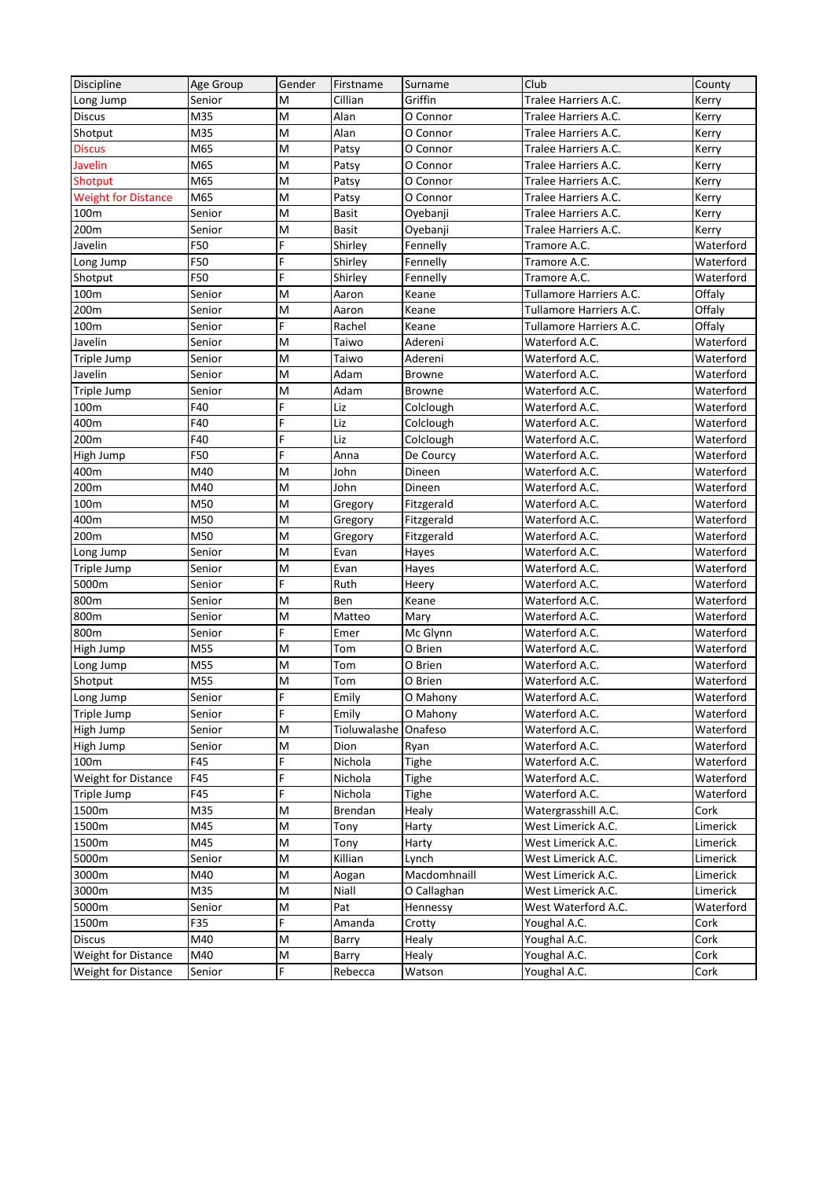| Discipline | Age Group | Gender | Firstname | Surname | Club | County |
|---|---|---|---|---|---|---|
| Long Jump | Senior | M | Cillian | Griffin | Tralee Harriers A.C. | Kerry |
| Discus | M35 | M | Alan | O Connor | Tralee Harriers A.C. | Kerry |
| Shotput | M35 | M | Alan | O Connor | Tralee Harriers A.C. | Kerry |
| Discus | M65 | M | Patsy | O Connor | Tralee Harriers A.C. | Kerry |
| Javelin | M65 | M | Patsy | O Connor | Tralee Harriers A.C. | Kerry |
| Shotput | M65 | M | Patsy | O Connor | Tralee Harriers A.C. | Kerry |
| Weight for Distance | M65 | M | Patsy | O Connor | Tralee Harriers A.C. | Kerry |
| 100m | Senior | M | Basit | Oyebanji | Tralee Harriers A.C. | Kerry |
| 200m | Senior | M | Basit | Oyebanji | Tralee Harriers A.C. | Kerry |
| Javelin | F50 | F | Shirley | Fennelly | Tramore A.C. | Waterford |
| Long Jump | F50 | F | Shirley | Fennelly | Tramore A.C. | Waterford |
| Shotput | F50 | F | Shirley | Fennelly | Tramore A.C. | Waterford |
| 100m | Senior | M | Aaron | Keane | Tullamore Harriers A.C. | Offaly |
| 200m | Senior | M | Aaron | Keane | Tullamore Harriers A.C. | Offaly |
| 100m | Senior | F | Rachel | Keane | Tullamore Harriers A.C. | Offaly |
| Javelin | Senior | M | Taiwo | Adereni | Waterford A.C. | Waterford |
| Triple Jump | Senior | M | Taiwo | Adereni | Waterford A.C. | Waterford |
| Javelin | Senior | M | Adam | Browne | Waterford A.C. | Waterford |
| Triple Jump | Senior | M | Adam | Browne | Waterford A.C. | Waterford |
| 100m | F40 | F | Liz | Colclough | Waterford A.C. | Waterford |
| 400m | F40 | F | Liz | Colclough | Waterford A.C. | Waterford |
| 200m | F40 | F | Liz | Colclough | Waterford A.C. | Waterford |
| High Jump | F50 | F | Anna | De Courcy | Waterford A.C. | Waterford |
| 400m | M40 | M | John | Dineen | Waterford A.C. | Waterford |
| 200m | M40 | M | John | Dineen | Waterford A.C. | Waterford |
| 100m | M50 | M | Gregory | Fitzgerald | Waterford A.C. | Waterford |
| 400m | M50 | M | Gregory | Fitzgerald | Waterford A.C. | Waterford |
| 200m | M50 | M | Gregory | Fitzgerald | Waterford A.C. | Waterford |
| Long Jump | Senior | M | Evan | Hayes | Waterford A.C. | Waterford |
| Triple Jump | Senior | M | Evan | Hayes | Waterford A.C. | Waterford |
| 5000m | Senior | F | Ruth | Heery | Waterford A.C. | Waterford |
| 800m | Senior | M | Ben | Keane | Waterford A.C. | Waterford |
| 800m | Senior | M | Matteo | Mary | Waterford A.C. | Waterford |
| 800m | Senior | F | Emer | Mc Glynn | Waterford A.C. | Waterford |
| High Jump | M55 | M | Tom | O Brien | Waterford A.C. | Waterford |
| Long Jump | M55 | M | Tom | O Brien | Waterford A.C. | Waterford |
| Shotput | M55 | M | Tom | O Brien | Waterford A.C. | Waterford |
| Long Jump | Senior | F | Emily | O Mahony | Waterford A.C. | Waterford |
| Triple Jump | Senior | F | Emily | O Mahony | Waterford A.C. | Waterford |
| High Jump | Senior | M | Tioluwalashe | Onafeso | Waterford A.C. | Waterford |
| High Jump | Senior | M | Dion | Ryan | Waterford A.C. | Waterford |
| 100m | F45 | F | Nichola | Tighe | Waterford A.C. | Waterford |
| Weight for Distance | F45 | F | Nichola | Tighe | Waterford A.C. | Waterford |
| Triple Jump | F45 | F | Nichola | Tighe | Waterford A.C. | Waterford |
| 1500m | M35 | M | Brendan | Healy | Watergrasshill A.C. | Cork |
| 1500m | M45 | M | Tony | Harty | West Limerick A.C. | Limerick |
| 1500m | M45 | M | Tony | Harty | West Limerick A.C. | Limerick |
| 5000m | Senior | M | Killian | Lynch | West Limerick A.C. | Limerick |
| 3000m | M40 | M | Aogan | Macdomhnaill | West Limerick A.C. | Limerick |
| 3000m | M35 | M | Niall | O Callaghan | West Limerick A.C. | Limerick |
| 5000m | Senior | M | Pat | Hennessy | West Waterford A.C. | Waterford |
| 1500m | F35 | F | Amanda | Crotty | Youghal A.C. | Cork |
| Discus | M40 | M | Barry | Healy | Youghal A.C. | Cork |
| Weight for Distance | M40 | M | Barry | Healy | Youghal A.C. | Cork |
| Weight for Distance | Senior | F | Rebecca | Watson | Youghal A.C. | Cork |